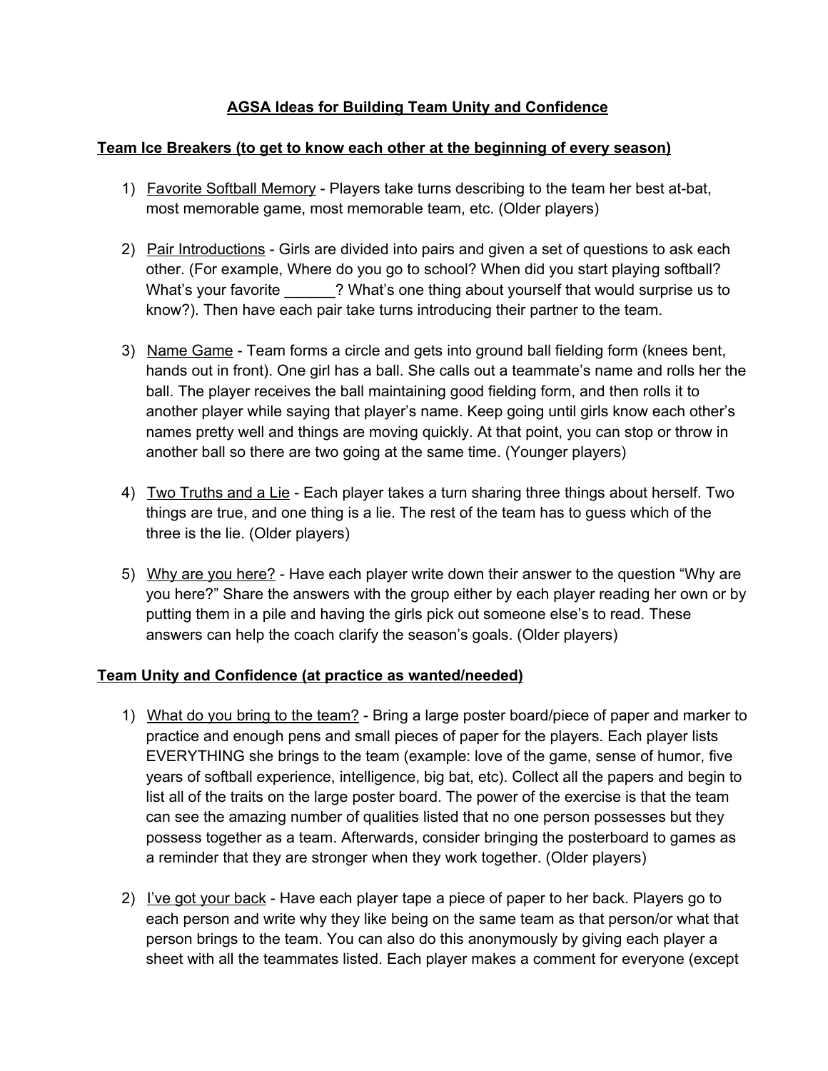# AGSA Ideas for Building Team Unity and Confidence

## Team Ice Breakers (to get to know each other at the beginning of every season)

1) Favorite Softball Memory - Players take turns describing to the team her best at-bat, most memorable game, most memorable team, etc. (Older players)

2) Pair Introductions - Girls are divided into pairs and given a set of questions to ask each other. (For example, Where do you go to school? When did you start playing softball? What's your favorite ______? What's one thing about yourself that would surprise us to know?). Then have each pair take turns introducing their partner to the team.

3) Name Game - Team forms a circle and gets into ground ball fielding form (knees bent, hands out in front). One girl has a ball. She calls out a teammate's name and rolls her the ball. The player receives the ball maintaining good fielding form, and then rolls it to another player while saying that player's name. Keep going until girls know each other's names pretty well and things are moving quickly. At that point, you can stop or throw in another ball so there are two going at the same time. (Younger players)

4) Two Truths and a Lie - Each player takes a turn sharing three things about herself. Two things are true, and one thing is a lie. The rest of the team has to guess which of the three is the lie. (Older players)

5) Why are you here? - Have each player write down their answer to the question "Why are you here?" Share the answers with the group either by each player reading her own or by putting them in a pile and having the girls pick out someone else's to read. These answers can help the coach clarify the season's goals. (Older players)

## Team Unity and Confidence (at practice as wanted/needed)

1) What do you bring to the team? - Bring a large poster board/piece of paper and marker to practice and enough pens and small pieces of paper for the players. Each player lists EVERYTHING she brings to the team (example: love of the game, sense of humor, five years of softball experience, intelligence, big bat, etc). Collect all the papers and begin to list all of the traits on the large poster board. The power of the exercise is that the team can see the amazing number of qualities listed that no one person possesses but they possess together as a team. Afterwards, consider bringing the posterboard to games as a reminder that they are stronger when they work together. (Older players)

2) I've got your back - Have each player tape a piece of paper to her back. Players go to each person and write why they like being on the same team as that person/or what that person brings to the team. You can also do this anonymously by giving each player a sheet with all the teammates listed. Each player makes a comment for everyone (except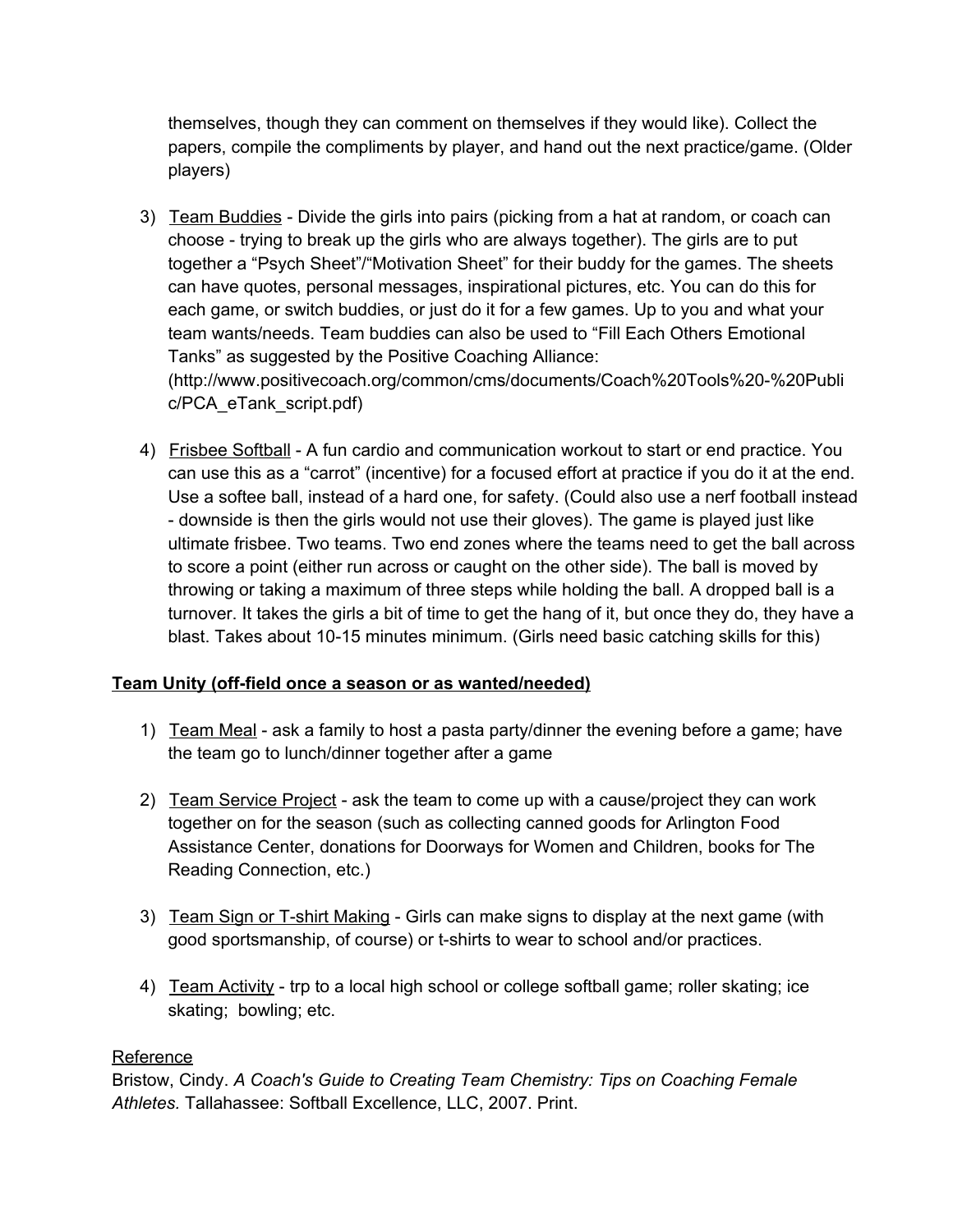themselves, though they can comment on themselves if they would like). Collect the papers, compile the compliments by player, and hand out the next practice/game. (Older players)

3) Team Buddies - Divide the girls into pairs (picking from a hat at random, or coach can choose - trying to break up the girls who are always together). The girls are to put together a "Psych Sheet"/"Motivation Sheet" for their buddy for the games. The sheets can have quotes, personal messages, inspirational pictures, etc. You can do this for each game, or switch buddies, or just do it for a few games. Up to you and what your team wants/needs. Team buddies can also be used to "Fill Each Others Emotional Tanks" as suggested by the Positive Coaching Alliance: (http://www.positivecoach.org/common/cms/documents/Coach%20Tools%20-%20Public/PCA_eTank_script.pdf)

4) Frisbee Softball - A fun cardio and communication workout to start or end practice. You can use this as a "carrot" (incentive) for a focused effort at practice if you do it at the end. Use a softee ball, instead of a hard one, for safety. (Could also use a nerf football instead - downside is then the girls would not use their gloves). The game is played just like ultimate frisbee. Two teams. Two end zones where the teams need to get the ball across to score a point (either run across or caught on the other side). The ball is moved by throwing or taking a maximum of three steps while holding the ball. A dropped ball is a turnover. It takes the girls a bit of time to get the hang of it, but once they do, they have a blast. Takes about 10-15 minutes minimum. (Girls need basic catching skills for this)

**Team Unity (off-field once a season or as wanted/needed)**

1) Team Meal - ask a family to host a pasta party/dinner the evening before a game; have the team go to lunch/dinner together after a game

2) Team Service Project - ask the team to come up with a cause/project they can work together on for the season (such as collecting canned goods for Arlington Food Assistance Center, donations for Doorways for Women and Children, books for The Reading Connection, etc.)

3) Team Sign or T-shirt Making - Girls can make signs to display at the next game (with good sportsmanship, of course) or t-shirts to wear to school and/or practices.

4) Team Activity - trp to a local high school or college softball game; roller skating; ice skating; bowling; etc.

Reference

Bristow, Cindy. *A Coach's Guide to Creating Team Chemistry: Tips on Coaching Female Athletes.* Tallahassee: Softball Excellence, LLC, 2007. Print.